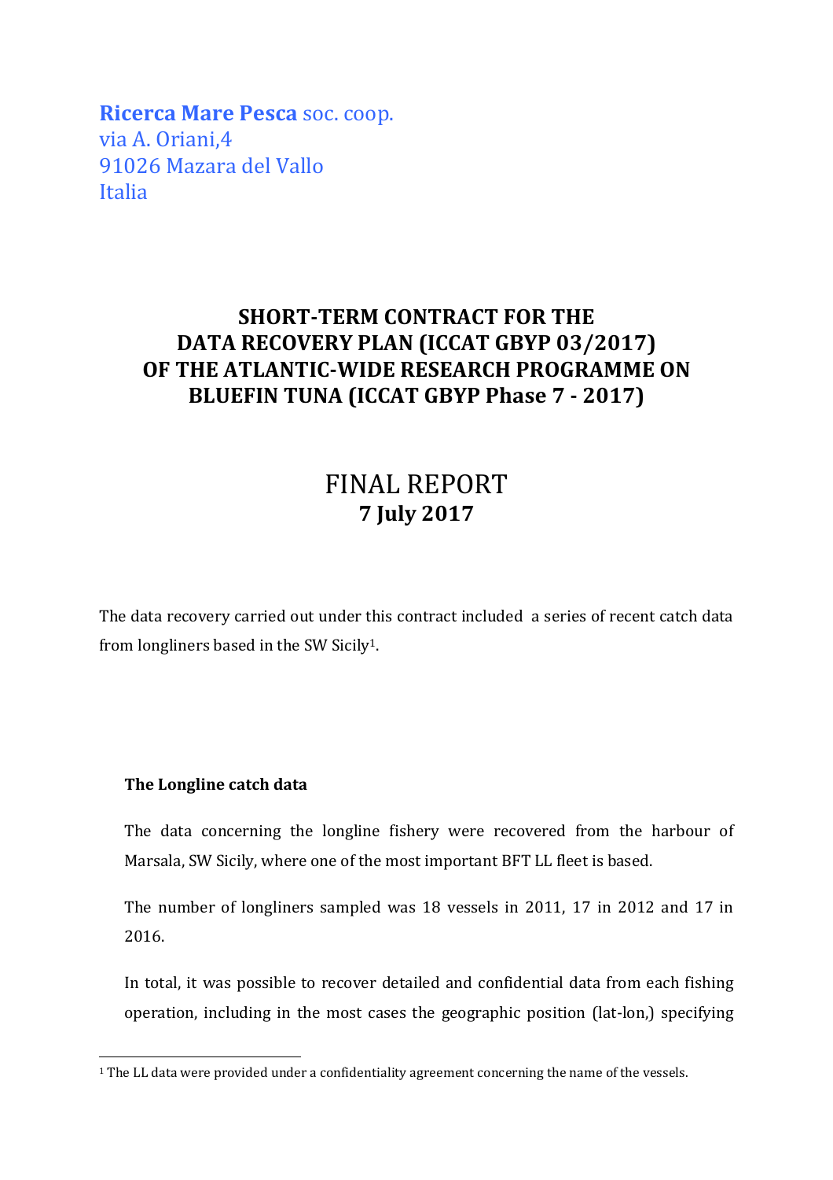**Ricerca Mare Pesca** soc. coop.
via A. Oriani,4
91026 Mazara del Vallo
Italia

# SHORT-TERM CONTRACT FOR THE DATA RECOVERY PLAN (ICCAT GBYP 03/2017) OF THE ATLANTIC-WIDE RESEARCH PROGRAMME ON BLUEFIN TUNA (ICCAT GBYP Phase 7 - 2017)

# FINAL REPORT

**7 July 2017**

The data recovery carried out under this contract included a series of recent catch data from longliners based in the SW Sicily[1].

### The Longline catch data

The data concerning the longline fishery were recovered from the harbour of Marsala, SW Sicily, where one of the most important BFT LL fleet is based.

The number of longliners sampled was 18 vessels in 2011, 17 in 2012 and 17 in 2016.

In total, it was possible to recover detailed and confidential data from each fishing operation, including in the most cases the geographic position (lat-lon,) specifying

[1] The LL data were provided under a confidentiality agreement concerning the name of the vessels.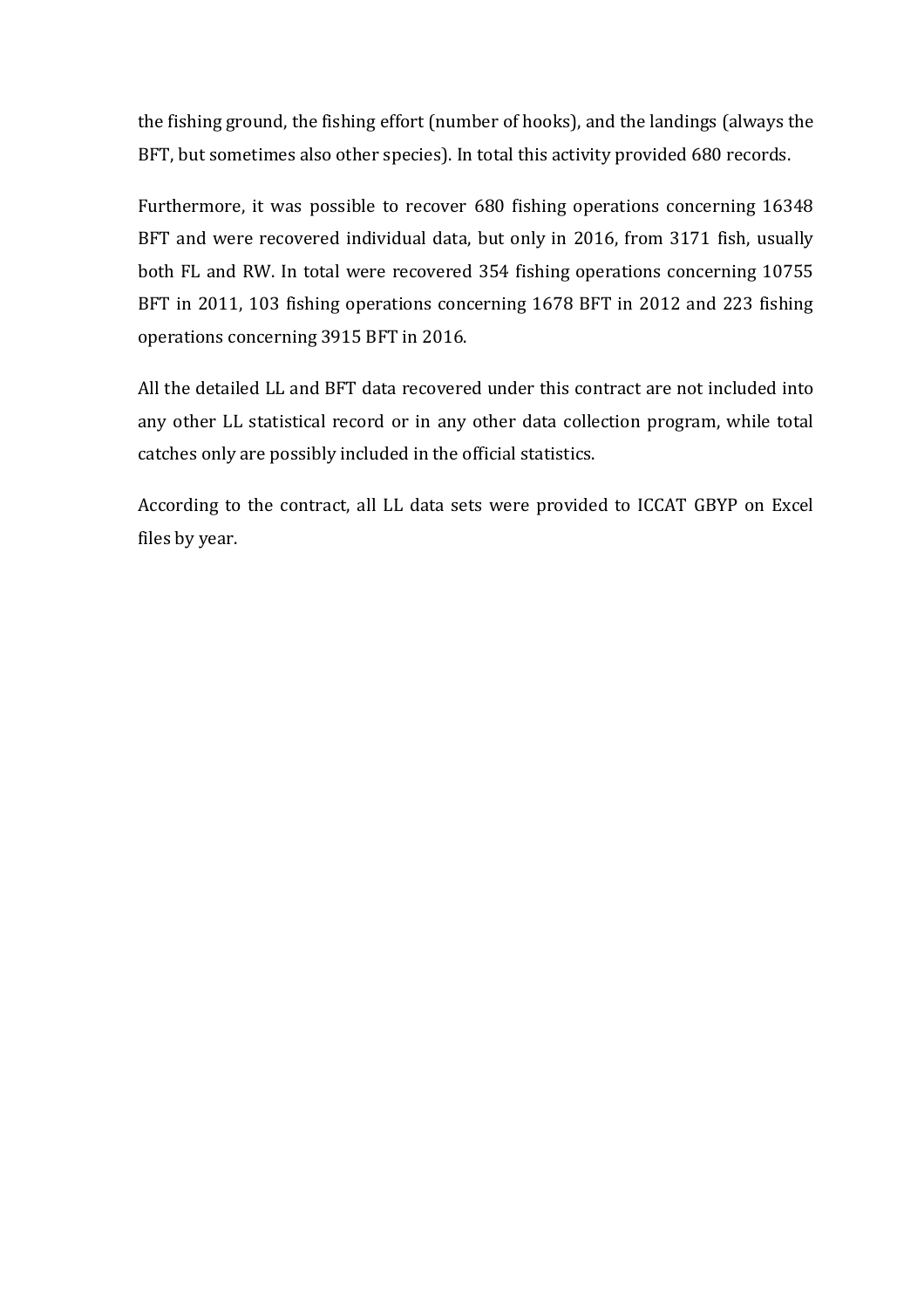the fishing ground, the fishing effort (number of hooks), and the landings (always the BFT, but sometimes also other species). In total this activity provided 680 records.

Furthermore, it was possible to recover 680 fishing operations concerning 16348 BFT and were recovered individual data, but only in 2016, from 3171 fish, usually both FL and RW. In total were recovered 354 fishing operations concerning 10755 BFT in 2011, 103 fishing operations concerning 1678 BFT in 2012 and 223 fishing operations concerning 3915 BFT in 2016.

All the detailed LL and BFT data recovered under this contract are not included into any other LL statistical record or in any other data collection program, while total catches only are possibly included in the official statistics.

According to the contract, all LL data sets were provided to ICCAT GBYP on Excel files by year.